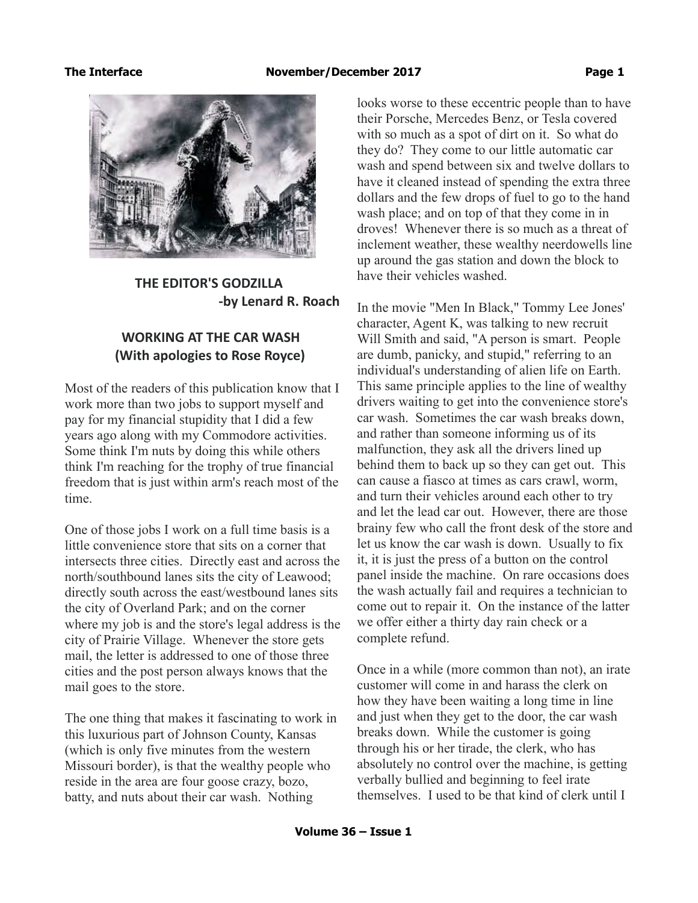## THE EDITOR'S GODZILLA

**-by Lenard R. Roach**

### WORKING AT THE CAR WASH
### (With apologies to Rose Royce)

Most of the readers of this publication know that I work more than two jobs to support myself and pay for my financial stupidity that I did a few years ago along with my Commodore activities. Some think I'm nuts by doing this while others think I'm reaching for the trophy of true financial freedom that is just within arm's reach most of the time.

One of those jobs I work on a full time basis is a little convenience store that sits on a corner that intersects three cities. Directly east and across the north/southbound lanes sits the city of Leawood; directly south across the east/westbound lanes sits the city of Overland Park; and on the corner where my job is and the store's legal address is the city of Prairie Village. Whenever the store gets mail, the letter is addressed to one of those three cities and the post person always knows that the mail goes to the store.

The one thing that makes it fascinating to work in this luxurious part of Johnson County, Kansas (which is only five minutes from the western Missouri border), is that the wealthy people who reside in the area are four goose crazy, bozo, batty, and nuts about their car wash. Nothing looks worse to these eccentric people than to have their Porsche, Mercedes Benz, or Tesla covered with so much as a spot of dirt on it. So what do they do? They come to our little automatic car wash and spend between six and twelve dollars to have it cleaned instead of spending the extra three dollars and the few drops of fuel to go to the hand wash place; and on top of that they come in in droves! Whenever there is so much as a threat of inclement weather, these wealthy neerdowells line up around the gas station and down the block to have their vehicles washed.

In the movie "Men In Black," Tommy Lee Jones' character, Agent K, was talking to new recruit Will Smith and said, "A person is smart. People are dumb, panicky, and stupid," referring to an individual's understanding of alien life on Earth. This same principle applies to the line of wealthy drivers waiting to get into the convenience store's car wash. Sometimes the car wash breaks down, and rather than someone informing us of its malfunction, they ask all the drivers lined up behind them to back up so they can get out. This can cause a fiasco at times as cars crawl, worm, and turn their vehicles around each other to try and let the lead car out. However, there are those brainy few who call the front desk of the store and let us know the car wash is down. Usually to fix it, it is just the press of a button on the control panel inside the machine. On rare occasions does the wash actually fail and requires a technician to come out to repair it. On the instance of the latter we offer either a thirty day rain check or a complete refund.

Once in a while (more common than not), an irate customer will come in and harass the clerk on how they have been waiting a long time in line and just when they get to the door, the car wash breaks down. While the customer is going through his or her tirade, the clerk, who has absolutely no control over the machine, is getting verbally bullied and beginning to feel irate themselves. I used to be that kind of clerk until I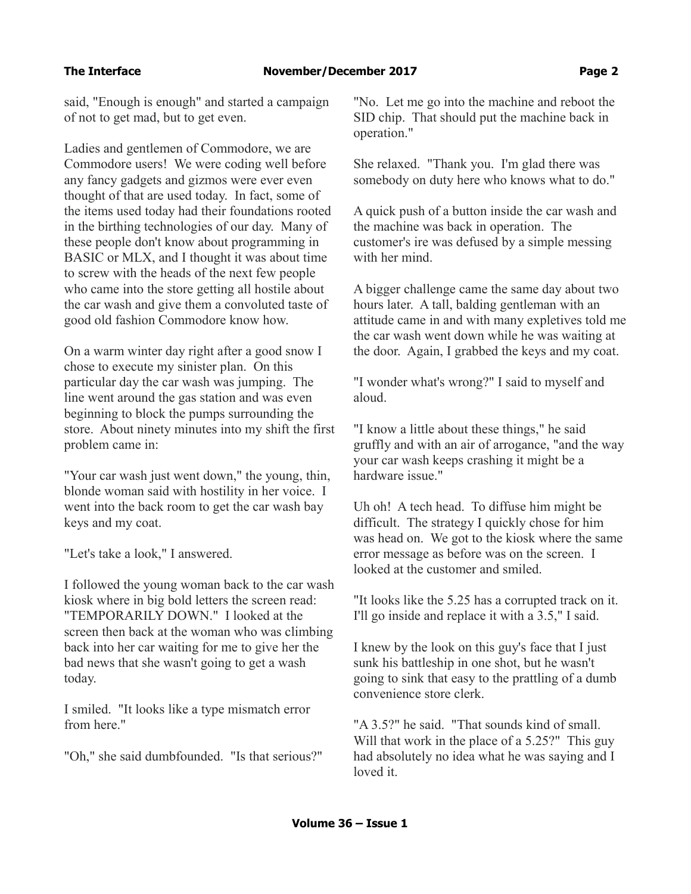said, "Enough is enough" and started a campaign of not to get mad, but to get even.

Ladies and gentlemen of Commodore, we are Commodore users! We were coding well before any fancy gadgets and gizmos were ever even thought of that are used today. In fact, some of the items used today had their foundations rooted in the birthing technologies of our day. Many of these people don't know about programming in BASIC or MLX, and I thought it was about time to screw with the heads of the next few people who came into the store getting all hostile about the car wash and give them a convoluted taste of good old fashion Commodore know how.

On a warm winter day right after a good snow I chose to execute my sinister plan. On this particular day the car wash was jumping. The line went around the gas station and was even beginning to block the pumps surrounding the store. About ninety minutes into my shift the first problem came in:

"Your car wash just went down," the young, thin, blonde woman said with hostility in her voice. I went into the back room to get the car wash bay keys and my coat.

"Let's take a look," I answered.

I followed the young woman back to the car wash kiosk where in big bold letters the screen read: "TEMPORARILY DOWN." I looked at the screen then back at the woman who was climbing back into her car waiting for me to give her the bad news that she wasn't going to get a wash today.

I smiled. "It looks like a type mismatch error from here."

"Oh," she said dumbfounded. "Is that serious?"

"No. Let me go into the machine and reboot the SID chip. That should put the machine back in operation."

She relaxed. "Thank you. I'm glad there was somebody on duty here who knows what to do."

A quick push of a button inside the car wash and the machine was back in operation. The customer's ire was defused by a simple messing with her mind.

A bigger challenge came the same day about two hours later. A tall, balding gentleman with an attitude came in and with many expletives told me the car wash went down while he was waiting at the door. Again, I grabbed the keys and my coat.

"I wonder what's wrong?" I said to myself and aloud.

"I know a little about these things," he said gruffly and with an air of arrogance, "and the way your car wash keeps crashing it might be a hardware issue."

Uh oh! A tech head. To diffuse him might be difficult. The strategy I quickly chose for him was head on. We got to the kiosk where the same error message as before was on the screen. I looked at the customer and smiled.

"It looks like the 5.25 has a corrupted track on it. I'll go inside and replace it with a 3.5," I said.

I knew by the look on this guy's face that I just sunk his battleship in one shot, but he wasn't going to sink that easy to the prattling of a dumb convenience store clerk.

"A 3.5?" he said. "That sounds kind of small. Will that work in the place of a 5.25?" This guy had absolutely no idea what he was saying and I loved it.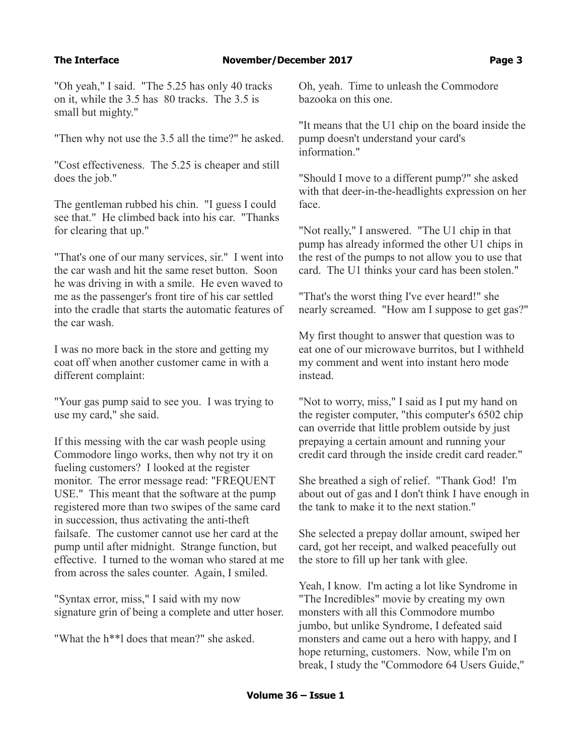"Oh yeah," I said. "The 5.25 has only 40 tracks on it, while the 3.5 has 80 tracks. The 3.5 is small but mighty."

"Then why not use the 3.5 all the time?" he asked.

"Cost effectiveness. The 5.25 is cheaper and still does the job."

The gentleman rubbed his chin. "I guess I could see that." He climbed back into his car. "Thanks for clearing that up."

"That's one of our many services, sir." I went into the car wash and hit the same reset button. Soon he was driving in with a smile. He even waved to me as the passenger's front tire of his car settled into the cradle that starts the automatic features of the car wash.

I was no more back in the store and getting my coat off when another customer came in with a different complaint:

"Your gas pump said to see you. I was trying to use my card," she said.

If this messing with the car wash people using Commodore lingo works, then why not try it on fueling customers? I looked at the register monitor. The error message read: "FREQUENT USE." This meant that the software at the pump registered more than two swipes of the same card in succession, thus activating the anti-theft failsafe. The customer cannot use her card at the pump until after midnight. Strange function, but effective. I turned to the woman who stared at me from across the sales counter. Again, I smiled.

"Syntax error, miss," I said with my now signature grin of being a complete and utter hoser.

"What the h**l does that mean?" she asked.

Oh, yeah. Time to unleash the Commodore bazooka on this one.

"It means that the U1 chip on the board inside the pump doesn't understand your card's information."

"Should I move to a different pump?" she asked with that deer-in-the-headlights expression on her face.

"Not really," I answered. "The U1 chip in that pump has already informed the other U1 chips in the rest of the pumps to not allow you to use that card. The U1 thinks your card has been stolen."

"That's the worst thing I've ever heard!" she nearly screamed. "How am I suppose to get gas?"

My first thought to answer that question was to eat one of our microwave burritos, but I withheld my comment and went into instant hero mode instead.

"Not to worry, miss," I said as I put my hand on the register computer, "this computer's 6502 chip can override that little problem outside by just prepaying a certain amount and running your credit card through the inside credit card reader."

She breathed a sigh of relief. "Thank God! I'm about out of gas and I don't think I have enough in the tank to make it to the next station."

She selected a prepay dollar amount, swiped her card, got her receipt, and walked peacefully out the store to fill up her tank with glee.

Yeah, I know. I'm acting a lot like Syndrome in "The Incredibles" movie by creating my own monsters with all this Commodore mumbo jumbo, but unlike Syndrome, I defeated said monsters and came out a hero with happy, and I hope returning, customers. Now, while I'm on break, I study the "Commodore 64 Users Guide,"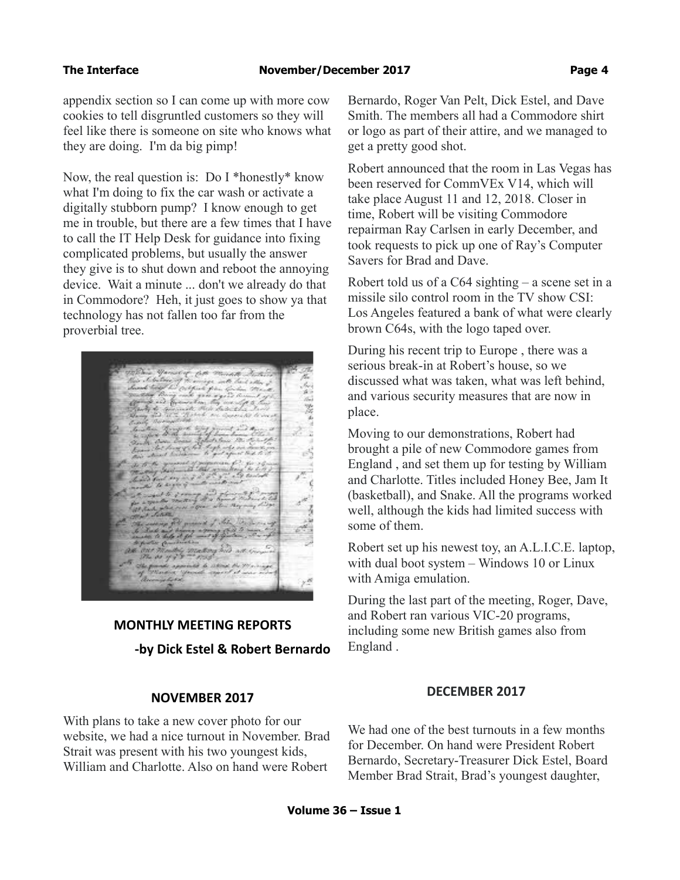appendix section so I can come up with more cow cookies to tell disgruntled customers so they will feel like there is someone on site who knows what they are doing. I'm da big pimp!

Now, the real question is: Do I *honestly* know what I'm doing to fix the car wash or activate a digitally stubborn pump? I know enough to get me in trouble, but there are a few times that I have to call the IT Help Desk for guidance into fixing complicated problems, but usually the answer they give is to shut down and reboot the annoying device. Wait a minute ... don't we already do that in Commodore? Heh, it just goes to show ya that technology has not fallen too far from the proverbial tree.

## MONTHLY MEETING REPORTS

**-by Dick Estel & Robert Bernardo**

### NOVEMBER 2017

With plans to take a new cover photo for our website, we had a nice turnout in November. Brad Strait was present with his two youngest kids, William and Charlotte. Also on hand were Robert Bernardo, Roger Van Pelt, Dick Estel, and Dave Smith. The members all had a Commodore shirt or logo as part of their attire, and we managed to get a pretty good shot.

Robert announced that the room in Las Vegas has been reserved for CommVEx V14, which will take place August 11 and 12, 2018. Closer in time, Robert will be visiting Commodore repairman Ray Carlsen in early December, and took requests to pick up one of Ray's Computer Savers for Brad and Dave.

Robert told us of a C64 sighting – a scene set in a missile silo control room in the TV show CSI: Los Angeles featured a bank of what were clearly brown C64s, with the logo taped over.

During his recent trip to Europe , there was a serious break-in at Robert's house, so we discussed what was taken, what was left behind, and various security measures that are now in place.

Moving to our demonstrations, Robert had brought a pile of new Commodore games from England , and set them up for testing by William and Charlotte. Titles included Honey Bee, Jam It (basketball), and Snake. All the programs worked well, although the kids had limited success with some of them.

Robert set up his newest toy, an A.L.I.C.E. laptop, with dual boot system – Windows 10 or Linux with Amiga emulation.

During the last part of the meeting, Roger, Dave, and Robert ran various VIC-20 programs, including some new British games also from England .

### DECEMBER 2017

We had one of the best turnouts in a few months for December. On hand were President Robert Bernardo, Secretary-Treasurer Dick Estel, Board Member Brad Strait, Brad's youngest daughter,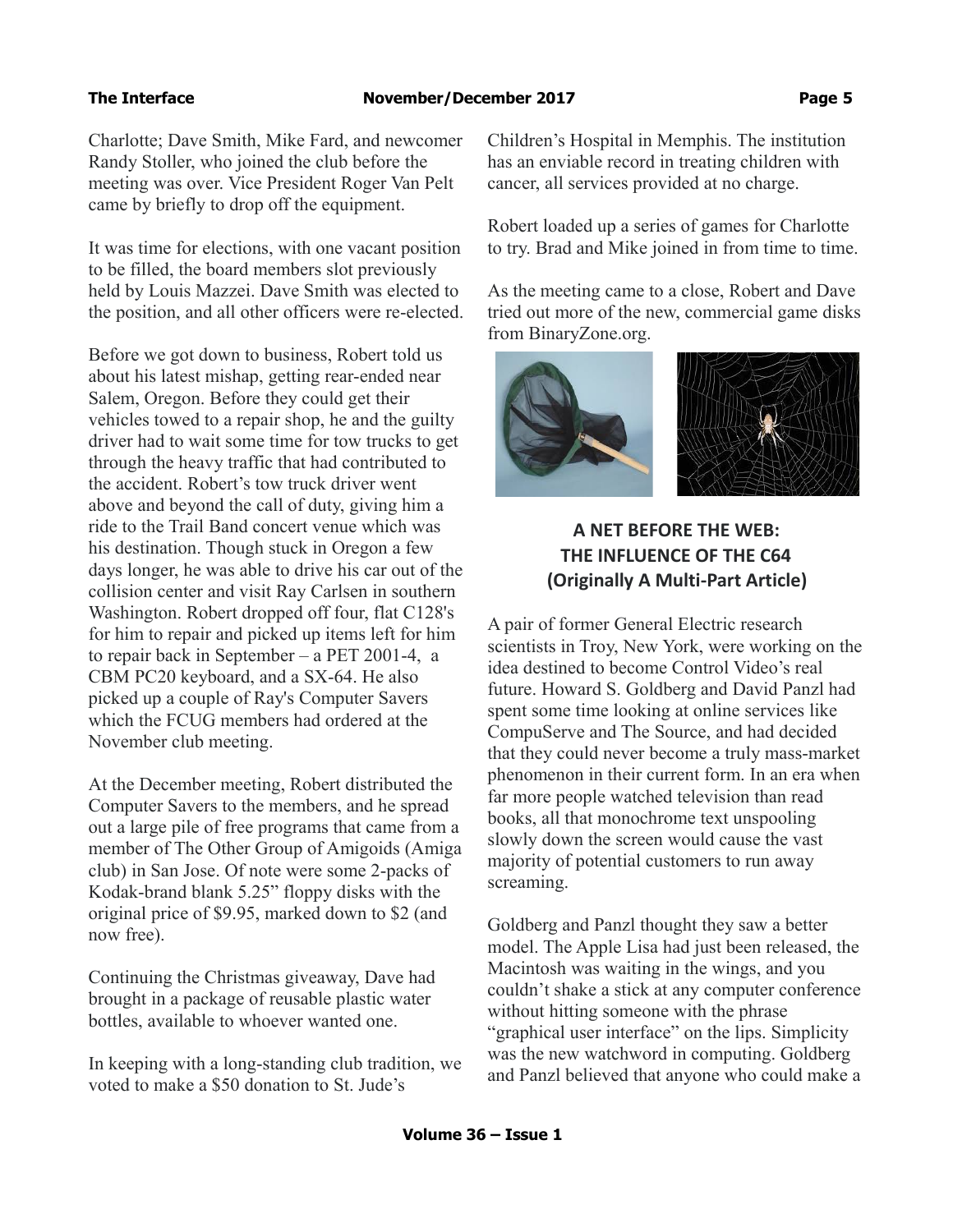Charlotte; Dave Smith, Mike Fard, and newcomer Randy Stoller, who joined the club before the meeting was over. Vice President Roger Van Pelt came by briefly to drop off the equipment.

It was time for elections, with one vacant position to be filled, the board members slot previously held by Louis Mazzei. Dave Smith was elected to the position, and all other officers were re-elected.

Before we got down to business, Robert told us about his latest mishap, getting rear-ended near Salem, Oregon. Before they could get their vehicles towed to a repair shop, he and the guilty driver had to wait some time for tow trucks to get through the heavy traffic that had contributed to the accident. Robert's tow truck driver went above and beyond the call of duty, giving him a ride to the Trail Band concert venue which was his destination. Though stuck in Oregon a few days longer, he was able to drive his car out of the collision center and visit Ray Carlsen in southern Washington. Robert dropped off four, flat C128's for him to repair and picked up items left for him to repair back in September – a PET 2001-4, a CBM PC20 keyboard, and a SX-64. He also picked up a couple of Ray's Computer Savers which the FCUG members had ordered at the November club meeting.

At the December meeting, Robert distributed the Computer Savers to the members, and he spread out a large pile of free programs that came from a member of The Other Group of Amigoids (Amiga club) in San Jose. Of note were some 2-packs of Kodak-brand blank 5.25" floppy disks with the original price of $9.95, marked down to $2 (and now free).

Continuing the Christmas giveaway, Dave had brought in a package of reusable plastic water bottles, available to whoever wanted one.

In keeping with a long-standing club tradition, we voted to make a $50 donation to St. Jude's Children's Hospital in Memphis. The institution has an enviable record in treating children with cancer, all services provided at no charge.

Robert loaded up a series of games for Charlotte to try. Brad and Mike joined in from time to time.

As the meeting came to a close, Robert and Dave tried out more of the new, commercial game disks from BinaryZone.org.

## A NET BEFORE THE WEB: THE INFLUENCE OF THE C64 (Originally A Multi-Part Article)

A pair of former General Electric research scientists in Troy, New York, were working on the idea destined to become Control Video's real future. Howard S. Goldberg and David Panzl had spent some time looking at online services like CompuServe and The Source, and had decided that they could never become a truly mass-market phenomenon in their current form. In an era when far more people watched television than read books, all that monochrome text unspooling slowly down the screen would cause the vast majority of potential customers to run away screaming.

Goldberg and Panzl thought they saw a better model. The Apple Lisa had just been released, the Macintosh was waiting in the wings, and you couldn't shake a stick at any computer conference without hitting someone with the phrase "graphical user interface" on the lips. Simplicity was the new watchword in computing. Goldberg and Panzl believed that anyone who could make a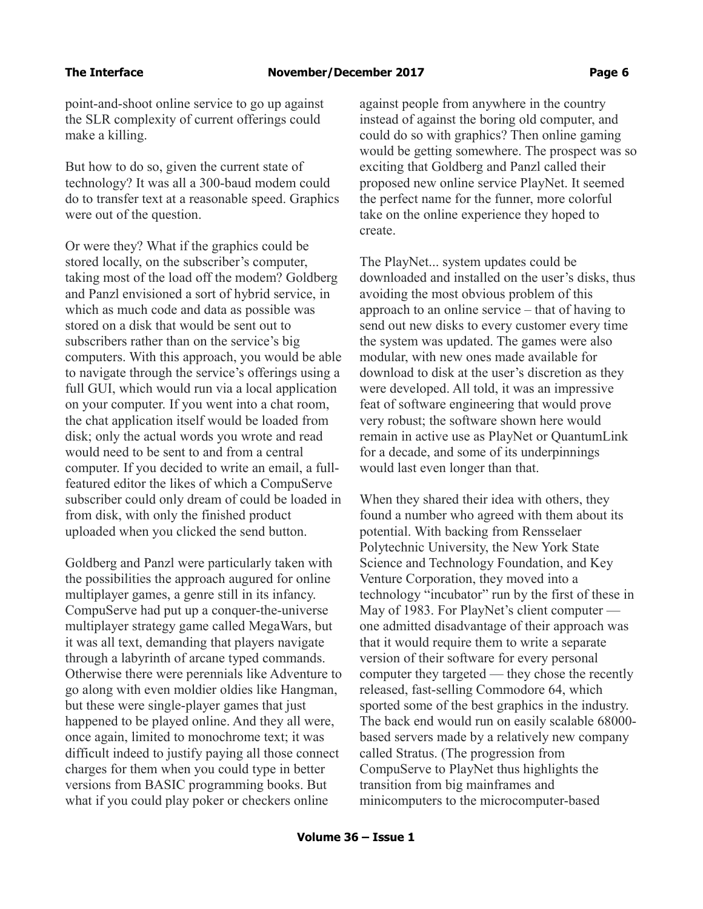point-and-shoot online service to go up against the SLR complexity of current offerings could make a killing.

But how to do so, given the current state of technology? It was all a 300-baud modem could do to transfer text at a reasonable speed. Graphics were out of the question.

Or were they? What if the graphics could be stored locally, on the subscriber's computer, taking most of the load off the modem? Goldberg and Panzl envisioned a sort of hybrid service, in which as much code and data as possible was stored on a disk that would be sent out to subscribers rather than on the service's big computers. With this approach, you would be able to navigate through the service's offerings using a full GUI, which would run via a local application on your computer. If you went into a chat room, the chat application itself would be loaded from disk; only the actual words you wrote and read would need to be sent to and from a central computer. If you decided to write an email, a full-featured editor the likes of which a CompuServe subscriber could only dream of could be loaded in from disk, with only the finished product uploaded when you clicked the send button.

Goldberg and Panzl were particularly taken with the possibilities the approach augured for online multiplayer games, a genre still in its infancy. CompuServe had put up a conquer-the-universe multiplayer strategy game called MegaWars, but it was all text, demanding that players navigate through a labyrinth of arcane typed commands. Otherwise there were perennials like Adventure to go along with even moldier oldies like Hangman, but these were single-player games that just happened to be played online. And they all were, once again, limited to monochrome text; it was difficult indeed to justify paying all those connect charges for them when you could type in better versions from BASIC programming books. But what if you could play poker or checkers online against people from anywhere in the country instead of against the boring old computer, and could do so with graphics? Then online gaming would be getting somewhere. The prospect was so exciting that Goldberg and Panzl called their proposed new online service PlayNet. It seemed the perfect name for the funner, more colorful take on the online experience they hoped to create.

The PlayNet... system updates could be downloaded and installed on the user's disks, thus avoiding the most obvious problem of this approach to an online service – that of having to send out new disks to every customer every time the system was updated. The games were also modular, with new ones made available for download to disk at the user's discretion as they were developed. All told, it was an impressive feat of software engineering that would prove very robust; the software shown here would remain in active use as PlayNet or QuantumLink for a decade, and some of its underpinnings would last even longer than that.

When they shared their idea with others, they found a number who agreed with them about its potential. With backing from Rensselaer Polytechnic University, the New York State Science and Technology Foundation, and Key Venture Corporation, they moved into a technology "incubator" run by the first of these in May of 1983. For PlayNet's client computer — one admitted disadvantage of their approach was that it would require them to write a separate version of their software for every personal computer they targeted — they chose the recently released, fast-selling Commodore 64, which sported some of the best graphics in the industry. The back end would run on easily scalable 68000-based servers made by a relatively new company called Stratus. (The progression from CompuServe to PlayNet thus highlights the transition from big mainframes and minicomputers to the microcomputer-based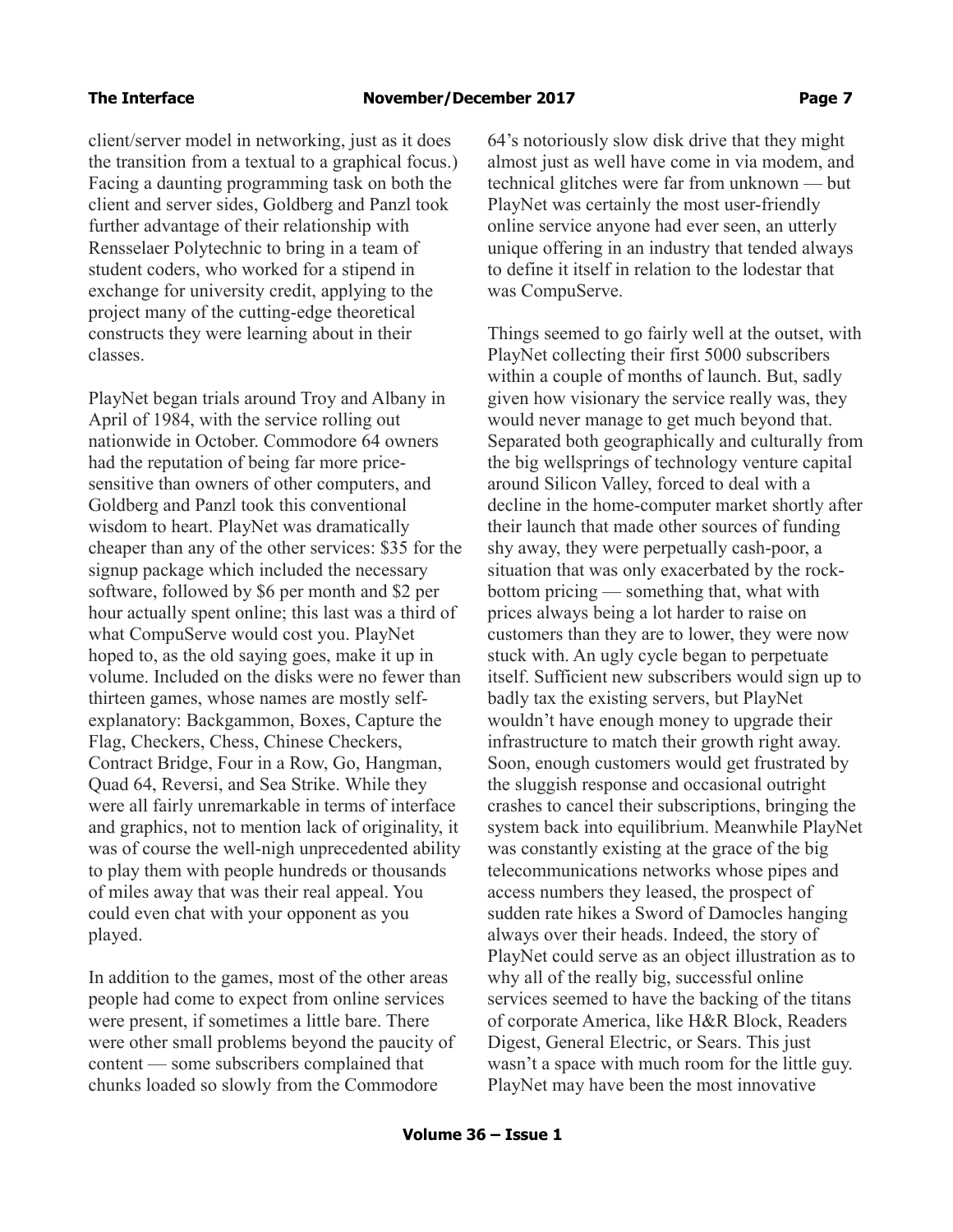client/server model in networking, just as it does the transition from a textual to a graphical focus.) Facing a daunting programming task on both the client and server sides, Goldberg and Panzl took further advantage of their relationship with Rensselaer Polytechnic to bring in a team of student coders, who worked for a stipend in exchange for university credit, applying to the project many of the cutting-edge theoretical constructs they were learning about in their classes.

PlayNet began trials around Troy and Albany in April of 1984, with the service rolling out nationwide in October. Commodore 64 owners had the reputation of being far more price-sensitive than owners of other computers, and Goldberg and Panzl took this conventional wisdom to heart. PlayNet was dramatically cheaper than any of the other services: $35 for the signup package which included the necessary software, followed by $6 per month and $2 per hour actually spent online; this last was a third of what CompuServe would cost you. PlayNet hoped to, as the old saying goes, make it up in volume. Included on the disks were no fewer than thirteen games, whose names are mostly self-explanatory: Backgammon, Boxes, Capture the Flag, Checkers, Chess, Chinese Checkers, Contract Bridge, Four in a Row, Go, Hangman, Quad 64, Reversi, and Sea Strike. While they were all fairly unremarkable in terms of interface and graphics, not to mention lack of originality, it was of course the well-nigh unprecedented ability to play them with people hundreds or thousands of miles away that was their real appeal. You could even chat with your opponent as you played.

In addition to the games, most of the other areas people had come to expect from online services were present, if sometimes a little bare. There were other small problems beyond the paucity of content — some subscribers complained that chunks loaded so slowly from the Commodore 64's notoriously slow disk drive that they might almost just as well have come in via modem, and technical glitches were far from unknown — but PlayNet was certainly the most user-friendly online service anyone had ever seen, an utterly unique offering in an industry that tended always to define it itself in relation to the lodestar that was CompuServe.

Things seemed to go fairly well at the outset, with PlayNet collecting their first 5000 subscribers within a couple of months of launch. But, sadly given how visionary the service really was, they would never manage to get much beyond that. Separated both geographically and culturally from the big wellsprings of technology venture capital around Silicon Valley, forced to deal with a decline in the home-computer market shortly after their launch that made other sources of funding shy away, they were perpetually cash-poor, a situation that was only exacerbated by the rock-bottom pricing — something that, what with prices always being a lot harder to raise on customers than they are to lower, they were now stuck with. An ugly cycle began to perpetuate itself. Sufficient new subscribers would sign up to badly tax the existing servers, but PlayNet wouldn't have enough money to upgrade their infrastructure to match their growth right away. Soon, enough customers would get frustrated by the sluggish response and occasional outright crashes to cancel their subscriptions, bringing the system back into equilibrium. Meanwhile PlayNet was constantly existing at the grace of the big telecommunications networks whose pipes and access numbers they leased, the prospect of sudden rate hikes a Sword of Damocles hanging always over their heads. Indeed, the story of PlayNet could serve as an object illustration as to why all of the really big, successful online services seemed to have the backing of the titans of corporate America, like H&R Block, Readers Digest, General Electric, or Sears. This just wasn't a space with much room for the little guy. PlayNet may have been the most innovative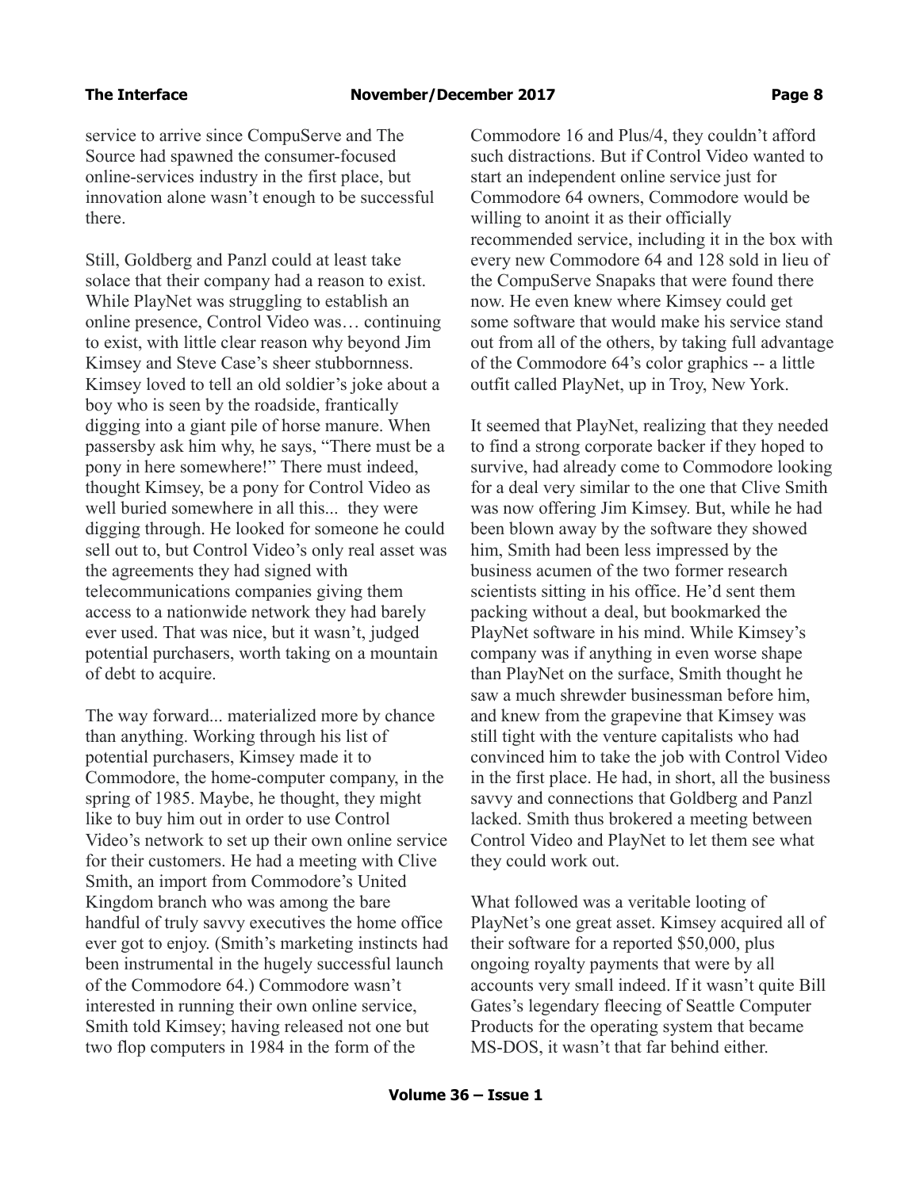service to arrive since CompuServe and The Source had spawned the consumer-focused online-services industry in the first place, but innovation alone wasn't enough to be successful there.

Still, Goldberg and Panzl could at least take solace that their company had a reason to exist. While PlayNet was struggling to establish an online presence, Control Video was… continuing to exist, with little clear reason why beyond Jim Kimsey and Steve Case's sheer stubbornness. Kimsey loved to tell an old soldier's joke about a boy who is seen by the roadside, frantically digging into a giant pile of horse manure. When passersby ask him why, he says, "There must be a pony in here somewhere!" There must indeed, thought Kimsey, be a pony for Control Video as well buried somewhere in all this... they were digging through. He looked for someone he could sell out to, but Control Video's only real asset was the agreements they had signed with telecommunications companies giving them access to a nationwide network they had barely ever used. That was nice, but it wasn't, judged potential purchasers, worth taking on a mountain of debt to acquire.

The way forward... materialized more by chance than anything. Working through his list of potential purchasers, Kimsey made it to Commodore, the home-computer company, in the spring of 1985. Maybe, he thought, they might like to buy him out in order to use Control Video's network to set up their own online service for their customers. He had a meeting with Clive Smith, an import from Commodore's United Kingdom branch who was among the bare handful of truly savvy executives the home office ever got to enjoy. (Smith's marketing instincts had been instrumental in the hugely successful launch of the Commodore 64.) Commodore wasn't interested in running their own online service, Smith told Kimsey; having released not one but two flop computers in 1984 in the form of the Commodore 16 and Plus/4, they couldn't afford such distractions. But if Control Video wanted to start an independent online service just for Commodore 64 owners, Commodore would be willing to anoint it as their officially recommended service, including it in the box with every new Commodore 64 and 128 sold in lieu of the CompuServe Snapaks that were found there now. He even knew where Kimsey could get some software that would make his service stand out from all of the others, by taking full advantage of the Commodore 64's color graphics -- a little outfit called PlayNet, up in Troy, New York.

It seemed that PlayNet, realizing that they needed to find a strong corporate backer if they hoped to survive, had already come to Commodore looking for a deal very similar to the one that Clive Smith was now offering Jim Kimsey. But, while he had been blown away by the software they showed him, Smith had been less impressed by the business acumen of the two former research scientists sitting in his office. He'd sent them packing without a deal, but bookmarked the PlayNet software in his mind. While Kimsey's company was if anything in even worse shape than PlayNet on the surface, Smith thought he saw a much shrewder businessman before him, and knew from the grapevine that Kimsey was still tight with the venture capitalists who had convinced him to take the job with Control Video in the first place. He had, in short, all the business savvy and connections that Goldberg and Panzl lacked. Smith thus brokered a meeting between Control Video and PlayNet to let them see what they could work out.

What followed was a veritable looting of PlayNet's one great asset. Kimsey acquired all of their software for a reported $50,000, plus ongoing royalty payments that were by all accounts very small indeed. If it wasn't quite Bill Gates's legendary fleecing of Seattle Computer Products for the operating system that became MS-DOS, it wasn't that far behind either.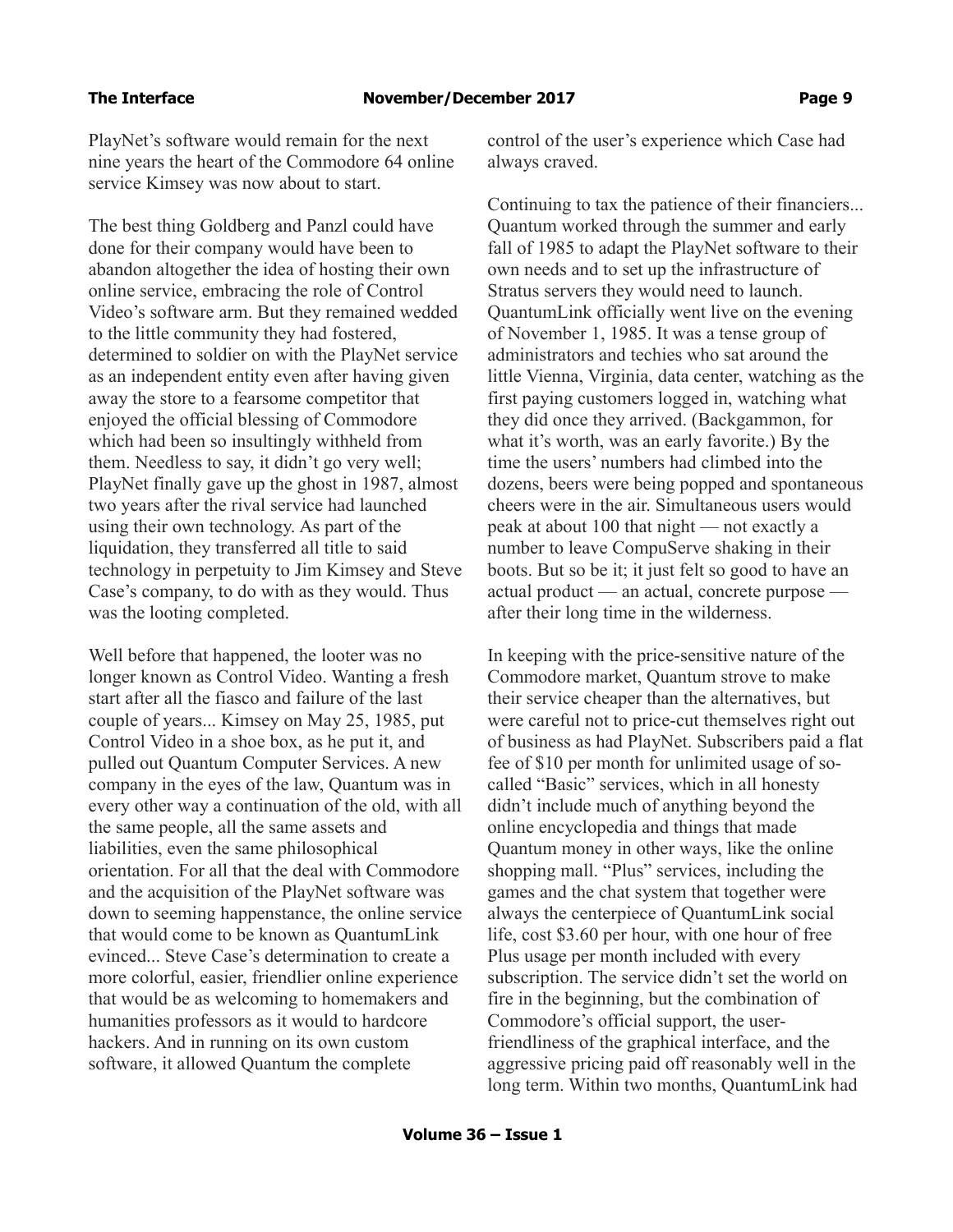PlayNet's software would remain for the next nine years the heart of the Commodore 64 online service Kimsey was now about to start.

The best thing Goldberg and Panzl could have done for their company would have been to abandon altogether the idea of hosting their own online service, embracing the role of Control Video's software arm. But they remained wedded to the little community they had fostered, determined to soldier on with the PlayNet service as an independent entity even after having given away the store to a fearsome competitor that enjoyed the official blessing of Commodore which had been so insultingly withheld from them. Needless to say, it didn't go very well; PlayNet finally gave up the ghost in 1987, almost two years after the rival service had launched using their own technology. As part of the liquidation, they transferred all title to said technology in perpetuity to Jim Kimsey and Steve Case's company, to do with as they would. Thus was the looting completed.

Well before that happened, the looter was no longer known as Control Video. Wanting a fresh start after all the fiasco and failure of the last couple of years... Kimsey on May 25, 1985, put Control Video in a shoe box, as he put it, and pulled out Quantum Computer Services. A new company in the eyes of the law, Quantum was in every other way a continuation of the old, with all the same people, all the same assets and liabilities, even the same philosophical orientation. For all that the deal with Commodore and the acquisition of the PlayNet software was down to seeming happenstance, the online service that would come to be known as QuantumLink evinced... Steve Case's determination to create a more colorful, easier, friendlier online experience that would be as welcoming to homemakers and humanities professors as it would to hardcore hackers. And in running on its own custom software, it allowed Quantum the complete control of the user's experience which Case had always craved.

Continuing to tax the patience of their financiers... Quantum worked through the summer and early fall of 1985 to adapt the PlayNet software to their own needs and to set up the infrastructure of Stratus servers they would need to launch. QuantumLink officially went live on the evening of November 1, 1985. It was a tense group of administrators and techies who sat around the little Vienna, Virginia, data center, watching as the first paying customers logged in, watching what they did once they arrived. (Backgammon, for what it's worth, was an early favorite.) By the time the users' numbers had climbed into the dozens, beers were being popped and spontaneous cheers were in the air. Simultaneous users would peak at about 100 that night — not exactly a number to leave CompuServe shaking in their boots. But so be it; it just felt so good to have an actual product — an actual, concrete purpose — after their long time in the wilderness.

In keeping with the price-sensitive nature of the Commodore market, Quantum strove to make their service cheaper than the alternatives, but were careful not to price-cut themselves right out of business as had PlayNet. Subscribers paid a flat fee of $10 per month for unlimited usage of so-called "Basic" services, which in all honesty didn't include much of anything beyond the online encyclopedia and things that made Quantum money in other ways, like the online shopping mall. "Plus" services, including the games and the chat system that together were always the centerpiece of QuantumLink social life, cost $3.60 per hour, with one hour of free Plus usage per month included with every subscription. The service didn't set the world on fire in the beginning, but the combination of Commodore's official support, the user-friendliness of the graphical interface, and the aggressive pricing paid off reasonably well in the long term. Within two months, QuantumLink had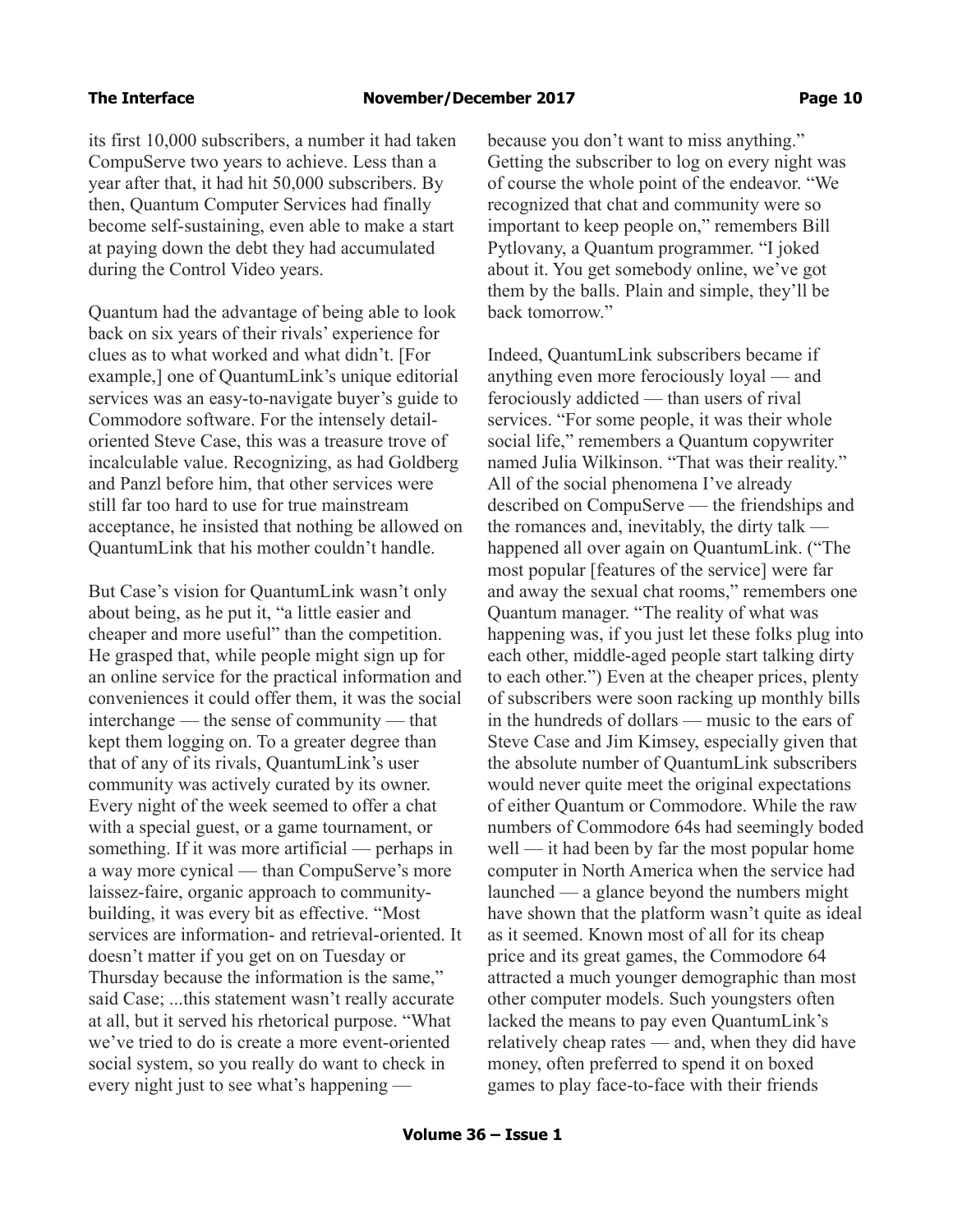its first 10,000 subscribers, a number it had taken CompuServe two years to achieve. Less than a year after that, it had hit 50,000 subscribers. By then, Quantum Computer Services had finally become self-sustaining, even able to make a start at paying down the debt they had accumulated during the Control Video years.

Quantum had the advantage of being able to look back on six years of their rivals' experience for clues as to what worked and what didn't. [For example,] one of QuantumLink's unique editorial services was an easy-to-navigate buyer's guide to Commodore software. For the intensely detail-oriented Steve Case, this was a treasure trove of incalculable value. Recognizing, as had Goldberg and Panzl before him, that other services were still far too hard to use for true mainstream acceptance, he insisted that nothing be allowed on QuantumLink that his mother couldn't handle.

But Case's vision for QuantumLink wasn't only about being, as he put it, "a little easier and cheaper and more useful" than the competition. He grasped that, while people might sign up for an online service for the practical information and conveniences it could offer them, it was the social interchange — the sense of community — that kept them logging on. To a greater degree than that of any of its rivals, QuantumLink's user community was actively curated by its owner. Every night of the week seemed to offer a chat with a special guest, or a game tournament, or something. If it was more artificial — perhaps in a way more cynical — than CompuServe's more laissez-faire, organic approach to community-building, it was every bit as effective. "Most services are information- and retrieval-oriented. It doesn't matter if you get on on Tuesday or Thursday because the information is the same," said Case; ...this statement wasn't really accurate at all, but it served his rhetorical purpose. "What we've tried to do is create a more event-oriented social system, so you really do want to check in every night just to see what's happening — because you don't want to miss anything." Getting the subscriber to log on every night was of course the whole point of the endeavor. "We recognized that chat and community were so important to keep people on," remembers Bill Pytlovany, a Quantum programmer. "I joked about it. You get somebody online, we've got them by the balls. Plain and simple, they'll be back tomorrow."

Indeed, QuantumLink subscribers became if anything even more ferociously loyal — and ferociously addicted — than users of rival services. "For some people, it was their whole social life," remembers a Quantum copywriter named Julia Wilkinson. "That was their reality." All of the social phenomena I've already described on CompuServe — the friendships and the romances and, inevitably, the dirty talk — happened all over again on QuantumLink. ("The most popular [features of the service] were far and away the sexual chat rooms," remembers one Quantum manager. "The reality of what was happening was, if you just let these folks plug into each other, middle-aged people start talking dirty to each other.") Even at the cheaper prices, plenty of subscribers were soon racking up monthly bills in the hundreds of dollars — music to the ears of Steve Case and Jim Kimsey, especially given that the absolute number of QuantumLink subscribers would never quite meet the original expectations of either Quantum or Commodore. While the raw numbers of Commodore 64s had seemingly boded well — it had been by far the most popular home computer in North America when the service had launched — a glance beyond the numbers might have shown that the platform wasn't quite as ideal as it seemed. Known most of all for its cheap price and its great games, the Commodore 64 attracted a much younger demographic than most other computer models. Such youngsters often lacked the means to pay even QuantumLink's relatively cheap rates — and, when they did have money, often preferred to spend it on boxed games to play face-to-face with their friends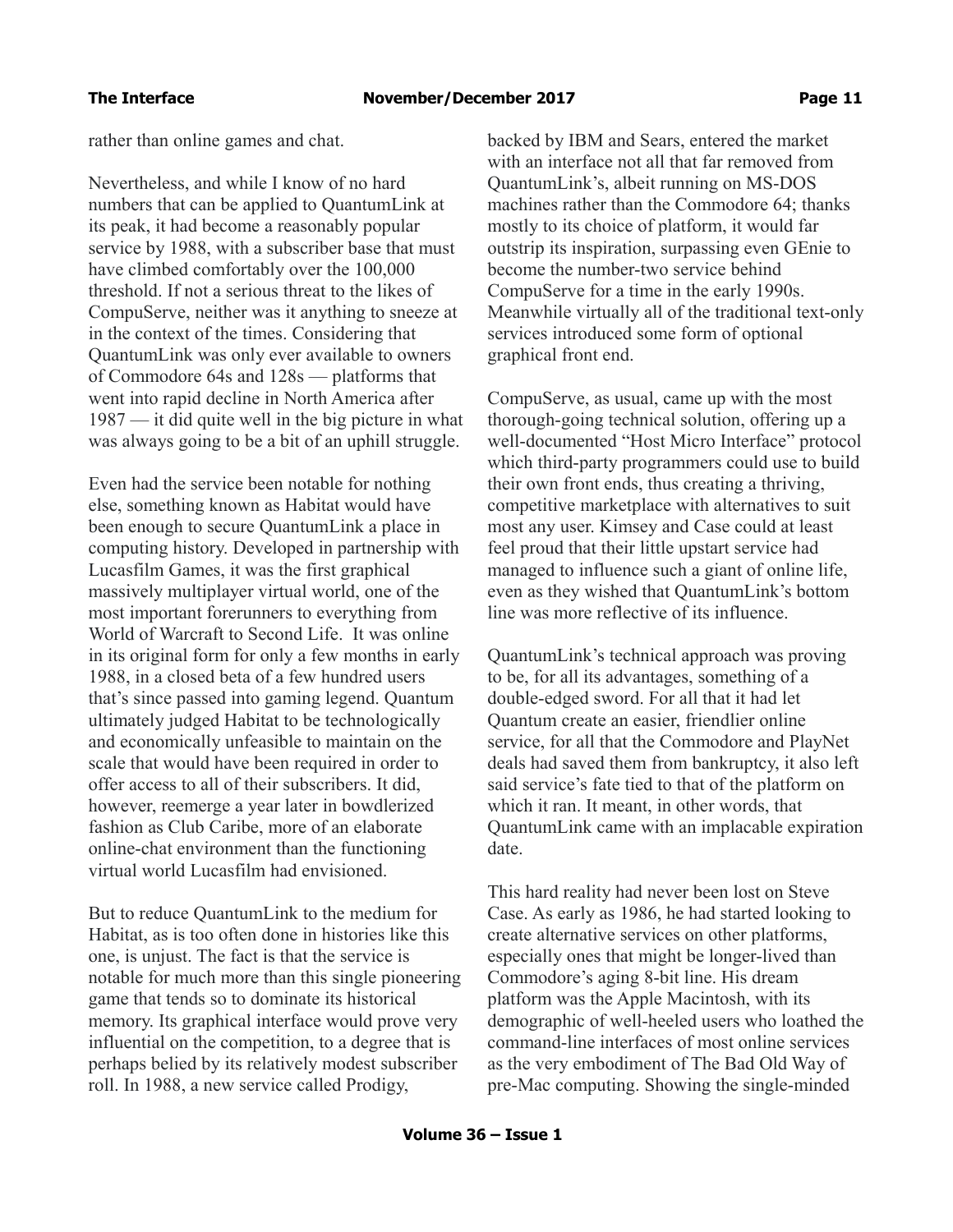rather than online games and chat.

Nevertheless, and while I know of no hard numbers that can be applied to QuantumLink at its peak, it had become a reasonably popular service by 1988, with a subscriber base that must have climbed comfortably over the 100,000 threshold. If not a serious threat to the likes of CompuServe, neither was it anything to sneeze at in the context of the times. Considering that QuantumLink was only ever available to owners of Commodore 64s and 128s — platforms that went into rapid decline in North America after 1987 — it did quite well in the big picture in what was always going to be a bit of an uphill struggle.

Even had the service been notable for nothing else, something known as Habitat would have been enough to secure QuantumLink a place in computing history. Developed in partnership with Lucasfilm Games, it was the first graphical massively multiplayer virtual world, one of the most important forerunners to everything from World of Warcraft to Second Life. It was online in its original form for only a few months in early 1988, in a closed beta of a few hundred users that's since passed into gaming legend. Quantum ultimately judged Habitat to be technologically and economically unfeasible to maintain on the scale that would have been required in order to offer access to all of their subscribers. It did, however, reemerge a year later in bowdlerized fashion as Club Caribe, more of an elaborate online-chat environment than the functioning virtual world Lucasfilm had envisioned.

But to reduce QuantumLink to the medium for Habitat, as is too often done in histories like this one, is unjust. The fact is that the service is notable for much more than this single pioneering game that tends so to dominate its historical memory. Its graphical interface would prove very influential on the competition, to a degree that is perhaps belied by its relatively modest subscriber roll. In 1988, a new service called Prodigy, backed by IBM and Sears, entered the market with an interface not all that far removed from QuantumLink's, albeit running on MS-DOS machines rather than the Commodore 64; thanks mostly to its choice of platform, it would far outstrip its inspiration, surpassing even GEnie to become the number-two service behind CompuServe for a time in the early 1990s. Meanwhile virtually all of the traditional text-only services introduced some form of optional graphical front end.

CompuServe, as usual, came up with the most thorough-going technical solution, offering up a well-documented "Host Micro Interface" protocol which third-party programmers could use to build their own front ends, thus creating a thriving, competitive marketplace with alternatives to suit most any user. Kimsey and Case could at least feel proud that their little upstart service had managed to influence such a giant of online life, even as they wished that QuantumLink's bottom line was more reflective of its influence.

QuantumLink's technical approach was proving to be, for all its advantages, something of a double-edged sword. For all that it had let Quantum create an easier, friendlier online service, for all that the Commodore and PlayNet deals had saved them from bankruptcy, it also left said service's fate tied to that of the platform on which it ran. It meant, in other words, that QuantumLink came with an implacable expiration date.

This hard reality had never been lost on Steve Case. As early as 1986, he had started looking to create alternative services on other platforms, especially ones that might be longer-lived than Commodore's aging 8-bit line. His dream platform was the Apple Macintosh, with its demographic of well-heeled users who loathed the command-line interfaces of most online services as the very embodiment of The Bad Old Way of pre-Mac computing. Showing the single-minded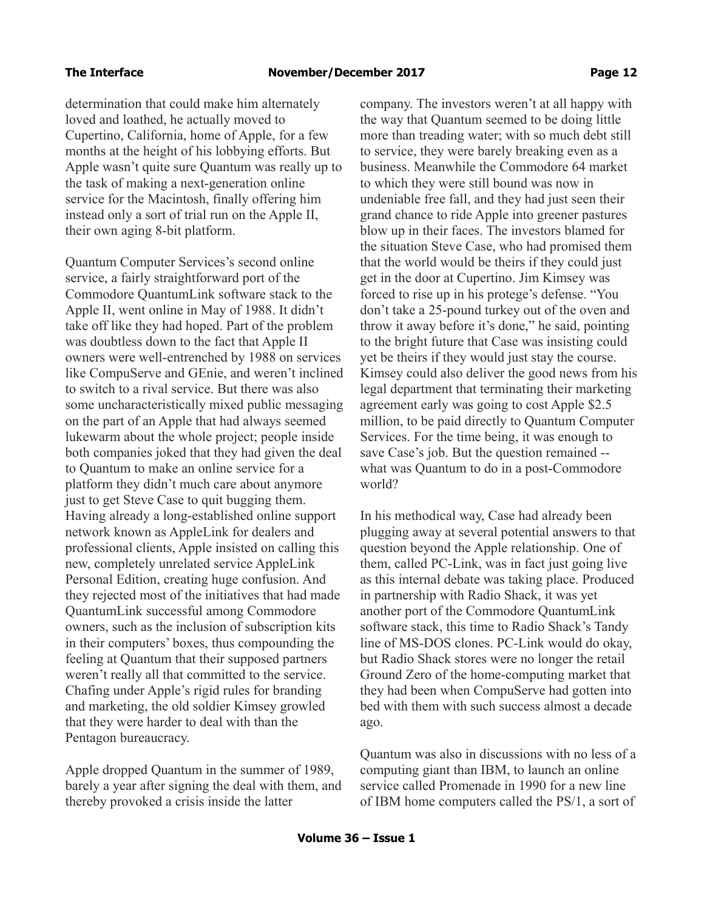determination that could make him alternately loved and loathed, he actually moved to Cupertino, California, home of Apple, for a few months at the height of his lobbying efforts. But Apple wasn't quite sure Quantum was really up to the task of making a next-generation online service for the Macintosh, finally offering him instead only a sort of trial run on the Apple II, their own aging 8-bit platform.

Quantum Computer Services's second online service, a fairly straightforward port of the Commodore QuantumLink software stack to the Apple II, went online in May of 1988. It didn't take off like they had hoped. Part of the problem was doubtless down to the fact that Apple II owners were well-entrenched by 1988 on services like CompuServe and GEnie, and weren't inclined to switch to a rival service. But there was also some uncharacteristically mixed public messaging on the part of an Apple that had always seemed lukewarm about the whole project; people inside both companies joked that they had given the deal to Quantum to make an online service for a platform they didn't much care about anymore just to get Steve Case to quit bugging them. Having already a long-established online support network known as AppleLink for dealers and professional clients, Apple insisted on calling this new, completely unrelated service AppleLink Personal Edition, creating huge confusion. And they rejected most of the initiatives that had made QuantumLink successful among Commodore owners, such as the inclusion of subscription kits in their computers' boxes, thus compounding the feeling at Quantum that their supposed partners weren't really all that committed to the service. Chafing under Apple's rigid rules for branding and marketing, the old soldier Kimsey growled that they were harder to deal with than the Pentagon bureaucracy.

Apple dropped Quantum in the summer of 1989, barely a year after signing the deal with them, and thereby provoked a crisis inside the latter company. The investors weren't at all happy with the way that Quantum seemed to be doing little more than treading water; with so much debt still to service, they were barely breaking even as a business. Meanwhile the Commodore 64 market to which they were still bound was now in undeniable free fall, and they had just seen their grand chance to ride Apple into greener pastures blow up in their faces. The investors blamed for the situation Steve Case, who had promised them that the world would be theirs if they could just get in the door at Cupertino. Jim Kimsey was forced to rise up in his protege's defense. "You don't take a 25-pound turkey out of the oven and throw it away before it's done," he said, pointing to the bright future that Case was insisting could yet be theirs if they would just stay the course. Kimsey could also deliver the good news from his legal department that terminating their marketing agreement early was going to cost Apple $2.5 million, to be paid directly to Quantum Computer Services. For the time being, it was enough to save Case's job. But the question remained -- what was Quantum to do in a post-Commodore world?

In his methodical way, Case had already been plugging away at several potential answers to that question beyond the Apple relationship. One of them, called PC-Link, was in fact just going live as this internal debate was taking place. Produced in partnership with Radio Shack, it was yet another port of the Commodore QuantumLink software stack, this time to Radio Shack's Tandy line of MS-DOS clones. PC-Link would do okay, but Radio Shack stores were no longer the retail Ground Zero of the home-computing market that they had been when CompuServe had gotten into bed with them with such success almost a decade ago.

Quantum was also in discussions with no less of a computing giant than IBM, to launch an online service called Promenade in 1990 for a new line of IBM home computers called the PS/1, a sort of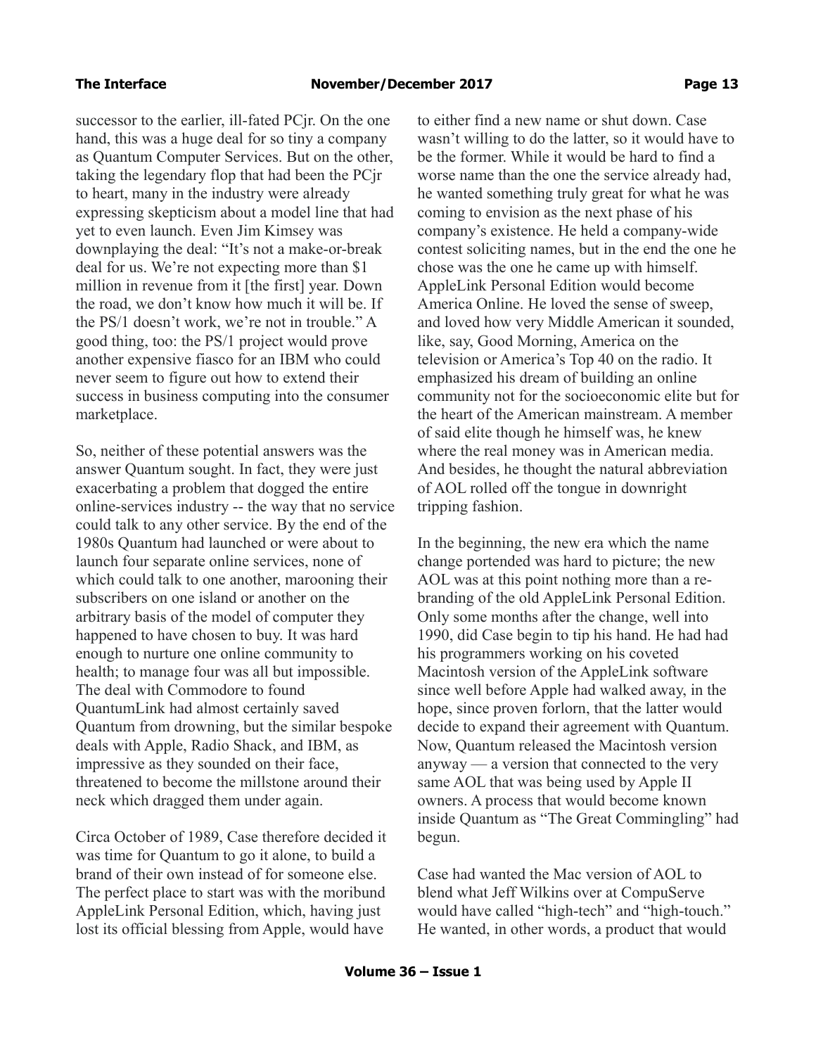successor to the earlier, ill-fated PCjr. On the one hand, this was a huge deal for so tiny a company as Quantum Computer Services. But on the other, taking the legendary flop that had been the PCjr to heart, many in the industry were already expressing skepticism about a model line that had yet to even launch. Even Jim Kimsey was downplaying the deal: "It's not a make-or-break deal for us. We're not expecting more than $1 million in revenue from it [the first] year. Down the road, we don't know how much it will be. If the PS/1 doesn't work, we're not in trouble." A good thing, too: the PS/1 project would prove another expensive fiasco for an IBM who could never seem to figure out how to extend their success in business computing into the consumer marketplace.

So, neither of these potential answers was the answer Quantum sought. In fact, they were just exacerbating a problem that dogged the entire online-services industry -- the way that no service could talk to any other service. By the end of the 1980s Quantum had launched or were about to launch four separate online services, none of which could talk to one another, marooning their subscribers on one island or another on the arbitrary basis of the model of computer they happened to have chosen to buy. It was hard enough to nurture one online community to health; to manage four was all but impossible. The deal with Commodore to found QuantumLink had almost certainly saved Quantum from drowning, but the similar bespoke deals with Apple, Radio Shack, and IBM, as impressive as they sounded on their face, threatened to become the millstone around their neck which dragged them under again.

Circa October of 1989, Case therefore decided it was time for Quantum to go it alone, to build a brand of their own instead of for someone else. The perfect place to start was with the moribund AppleLink Personal Edition, which, having just lost its official blessing from Apple, would have to either find a new name or shut down. Case wasn't willing to do the latter, so it would have to be the former. While it would be hard to find a worse name than the one the service already had, he wanted something truly great for what he was coming to envision as the next phase of his company's existence. He held a company-wide contest soliciting names, but in the end the one he chose was the one he came up with himself. AppleLink Personal Edition would become America Online. He loved the sense of sweep, and loved how very Middle American it sounded, like, say, Good Morning, America on the television or America's Top 40 on the radio. It emphasized his dream of building an online community not for the socioeconomic elite but for the heart of the American mainstream. A member of said elite though he himself was, he knew where the real money was in American media. And besides, he thought the natural abbreviation of AOL rolled off the tongue in downright tripping fashion.

In the beginning, the new era which the name change portended was hard to picture; the new AOL was at this point nothing more than a re-branding of the old AppleLink Personal Edition. Only some months after the change, well into 1990, did Case begin to tip his hand. He had had his programmers working on his coveted Macintosh version of the AppleLink software since well before Apple had walked away, in the hope, since proven forlorn, that the latter would decide to expand their agreement with Quantum. Now, Quantum released the Macintosh version anyway — a version that connected to the very same AOL that was being used by Apple II owners. A process that would become known inside Quantum as "The Great Commingling" had begun.

Case had wanted the Mac version of AOL to blend what Jeff Wilkins over at CompuServe would have called "high-tech" and "high-touch." He wanted, in other words, a product that would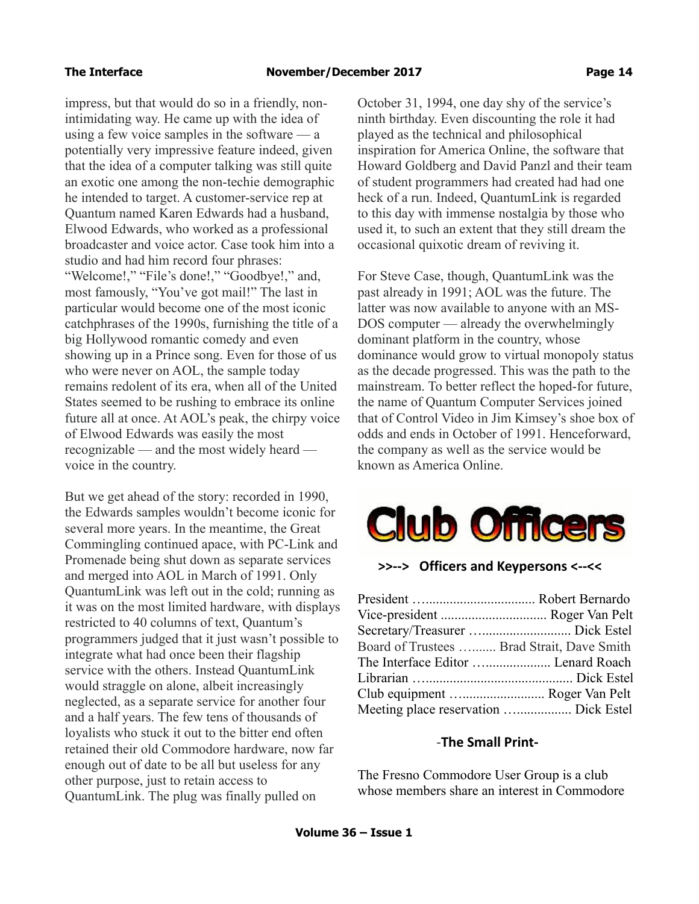impress, but that would do so in a friendly, non-intimidating way. He came up with the idea of using a few voice samples in the software — a potentially very impressive feature indeed, given that the idea of a computer talking was still quite an exotic one among the non-techie demographic he intended to target. A customer-service rep at Quantum named Karen Edwards had a husband, Elwood Edwards, who worked as a professional broadcaster and voice actor. Case took him into a studio and had him record four phrases: "Welcome!," "File's done!," "Goodbye!," and, most famously, "You've got mail!" The last in particular would become one of the most iconic catchphrases of the 1990s, furnishing the title of a big Hollywood romantic comedy and even showing up in a Prince song. Even for those of us who were never on AOL, the sample today remains redolent of its era, when all of the United States seemed to be rushing to embrace its online future all at once. At AOL's peak, the chirpy voice of Elwood Edwards was easily the most recognizable — and the most widely heard — voice in the country.

But we get ahead of the story: recorded in 1990, the Edwards samples wouldn't become iconic for several more years. In the meantime, the Great Commingling continued apace, with PC-Link and Promenade being shut down as separate services and merged into AOL in March of 1991. Only QuantumLink was left out in the cold; running as it was on the most limited hardware, with displays restricted to 40 columns of text, Quantum's programmers judged that it just wasn't possible to integrate what had once been their flagship service with the others. Instead QuantumLink would straggle on alone, albeit increasingly neglected, as a separate service for another four and a half years. The few tens of thousands of loyalists who stuck it out to the bitter end often retained their old Commodore hardware, now far enough out of date to be all but useless for any other purpose, just to retain access to QuantumLink. The plug was finally pulled on October 31, 1994, one day shy of the service's ninth birthday. Even discounting the role it had played as the technical and philosophical inspiration for America Online, the software that Howard Goldberg and David Panzl and their team of student programmers had created had had one heck of a run. Indeed, QuantumLink is regarded to this day with immense nostalgia by those who used it, to such an extent that they still dream the occasional quixotic dream of reviving it.

For Steve Case, though, QuantumLink was the past already in 1991; AOL was the future. The latter was now available to anyone with an MS-DOS computer — already the overwhelmingly dominant platform in the country, whose dominance would grow to virtual monopoly status as the decade progressed. This was the path to the mainstream. To better reflect the hoped-for future, the name of Quantum Computer Services joined that of Control Video in Jim Kimsey's shoe box of odds and ends in October of 1991. Henceforward, the company as well as the service would be known as America Online.

# Club Officers

**>>--> Officers and Keypersons <--<<**

President …................................ Robert Bernardo
Vice-president .............................. Roger Van Pelt
Secretary/Treasurer …......................... Dick Estel
Board of Trustees …....... Brad Strait, Dave Smith
The Interface Editor …................... Lenard Roach
Librarian …......................................... Dick Estel
Club equipment …....................... Roger Van Pelt
Meeting place reservation ….............. Dick Estel

## -The Small Print-

The Fresno Commodore User Group is a club whose members share an interest in Commodore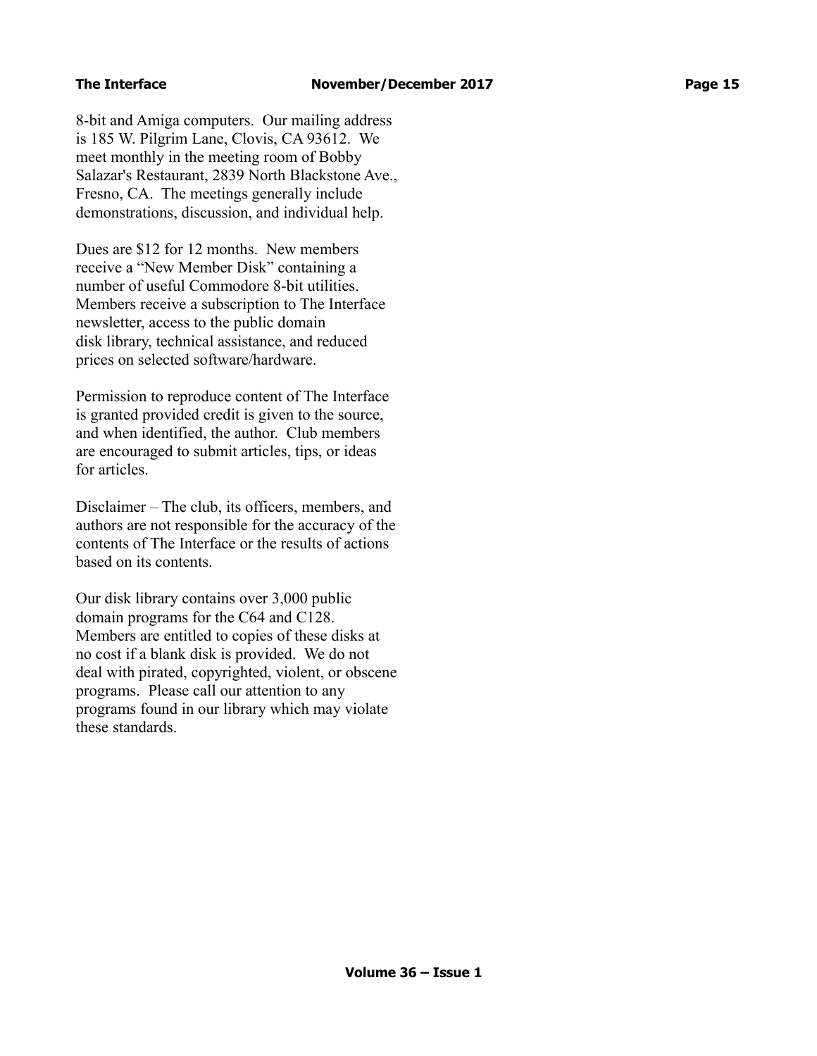8-bit and Amiga computers. Our mailing address is 185 W. Pilgrim Lane, Clovis, CA 93612. We meet monthly in the meeting room of Bobby Salazar's Restaurant, 2839 North Blackstone Ave., Fresno, CA. The meetings generally include demonstrations, discussion, and individual help.

Dues are $12 for 12 months. New members receive a "New Member Disk" containing a number of useful Commodore 8-bit utilities. Members receive a subscription to The Interface newsletter, access to the public domain disk library, technical assistance, and reduced prices on selected software/hardware.

Permission to reproduce content of The Interface is granted provided credit is given to the source, and when identified, the author. Club members are encouraged to submit articles, tips, or ideas for articles.

Disclaimer – The club, its officers, members, and authors are not responsible for the accuracy of the contents of The Interface or the results of actions based on its contents.

Our disk library contains over 3,000 public domain programs for the C64 and C128. Members are entitled to copies of these disks at no cost if a blank disk is provided. We do not deal with pirated, copyrighted, violent, or obscene programs. Please call our attention to any programs found in our library which may violate these standards.